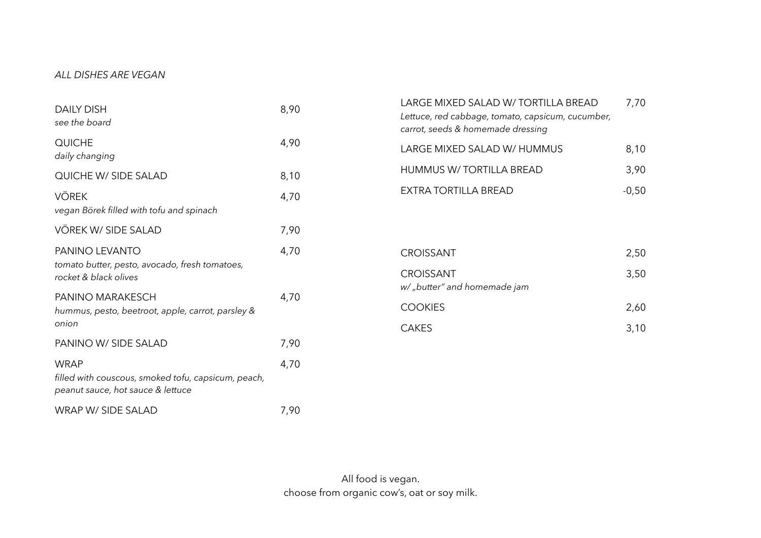*ALL DISHES ARE VEGAN*

| Item | Price |
|---|---|
| DAILY DISH<br>*see the board* | 8,90 |
| QUICHE<br>*daily changing* | 4,90 |
| QUICHE W/ SIDE SALAD | 8,10 |
| VÖREK<br>*vegan Börek filled with tofu and spinach* | 4,70 |
| VÖREK W/ SIDE SALAD | 7,90 |
| PANINO LEVANTO<br>*tomato butter, pesto, avocado, fresh tomatoes, rocket & black olives* | 4,70 |
| PANINO MARAKESCH<br>*hummus, pesto, beetroot, apple, carrot, parsley & onion* | 4,70 |
| PANINO W/ SIDE SALAD | 7,90 |
| WRAP<br>*filled with couscous, smoked tofu, capsicum, peach, peanut sauce, hot sauce & lettuce* | 4,70 |
| WRAP W/ SIDE SALAD | 7,90 |

| Item | Price |
|---|---|
| LARGE MIXED SALAD W/ TORTILLA BREAD<br>*Lettuce, red cabbage, tomato, capsicum, cucumber, carrot, seeds & homemade dressing* | 7,70 |
| LARGE MIXED SALAD W/ HUMMUS | 8,10 |
| HUMMUS W/ TORTILLA BREAD | 3,90 |
| EXTRA TORTILLA BREAD | -0,50 |

| Item | Price |
|---|---|
| CROISSANT | 2,50 |
| CROISSANT<br>*w/ „butter" and homemade jam* | 3,50 |
| COOKIES | 2,60 |
| CAKES | 3,10 |

All food is vegan.
choose from organic cow's, oat or soy milk.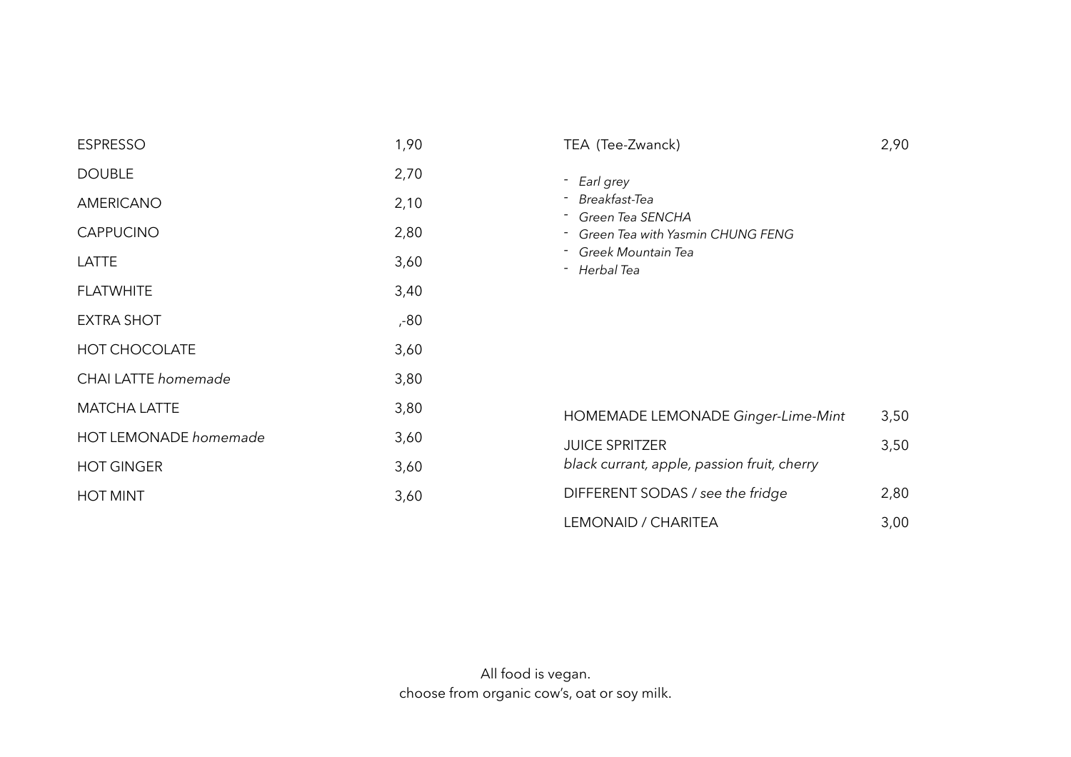| | |
|---|---|
| ESPRESSO | 1,90 |
| DOUBLE | 2,70 |
| AMERICANO | 2,10 |
| CAPPUCINO | 2,80 |
| LATTE | 3,60 |
| FLATWHITE | 3,40 |
| EXTRA SHOT | ,-80 |
| HOT CHOCOLATE | 3,60 |
| CHAI LATTE *homemade* | 3,80 |
| MATCHA LATTE | 3,80 |
| HOT LEMONADE *homemade* | 3,60 |
| HOT GINGER | 3,60 |
| HOT MINT | 3,60 |

| | |
|---|---|
| TEA (Tee-Zwanck) | 2,90 |

- *Earl grey*
- *Breakfast-Tea*
- *Green Tea SENCHA*
- *Green Tea with Yasmin CHUNG FENG*
- *Greek Mountain Tea*
- *Herbal Tea*

| | |
|---|---|
| HOMEMADE LEMONADE *Ginger-Lime-Mint* | 3,50 |
| JUICE SPRITZER *black currant, apple, passion fruit, cherry* | 3,50 |
| DIFFERENT SODAS / *see the fridge* | 2,80 |
| LEMONAID / CHARITEA | 3,00 |

All food is vegan.
choose from organic cow's, oat or soy milk.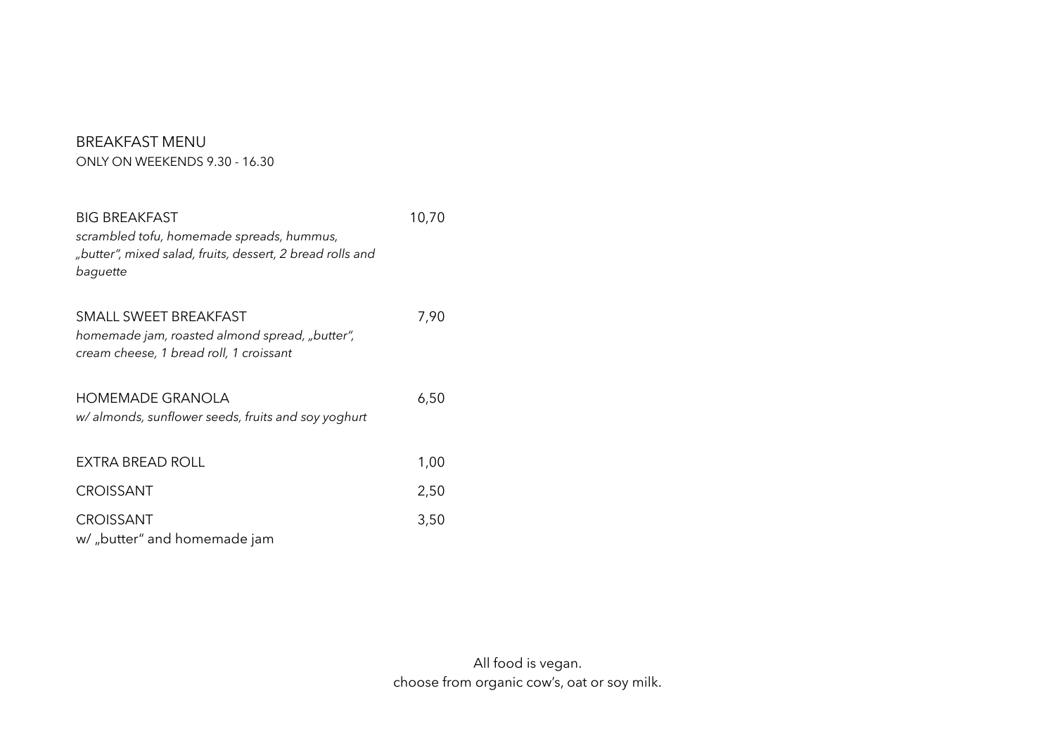# BREAKFAST MENU

ONLY ON WEEKENDS 9.30 - 16.30

| | |
|---|---|
| BIG BREAKFAST<br>*scrambled tofu, homemade spreads, hummus, „butter", mixed salad, fruits, dessert, 2 bread rolls and baguette* | 10,70 |
| SMALL SWEET BREAKFAST<br>*homemade jam, roasted almond spread, „butter", cream cheese, 1 bread roll, 1 croissant* | 7,90 |
| HOMEMADE GRANOLA<br>*w/ almonds, sunflower seeds, fruits and soy yoghurt* | 6,50 |
| EXTRA BREAD ROLL | 1,00 |
| CROISSANT | 2,50 |
| CROISSANT<br>w/ „butter" and homemade jam | 3,50 |

All food is vegan.
choose from organic cow's, oat or soy milk.